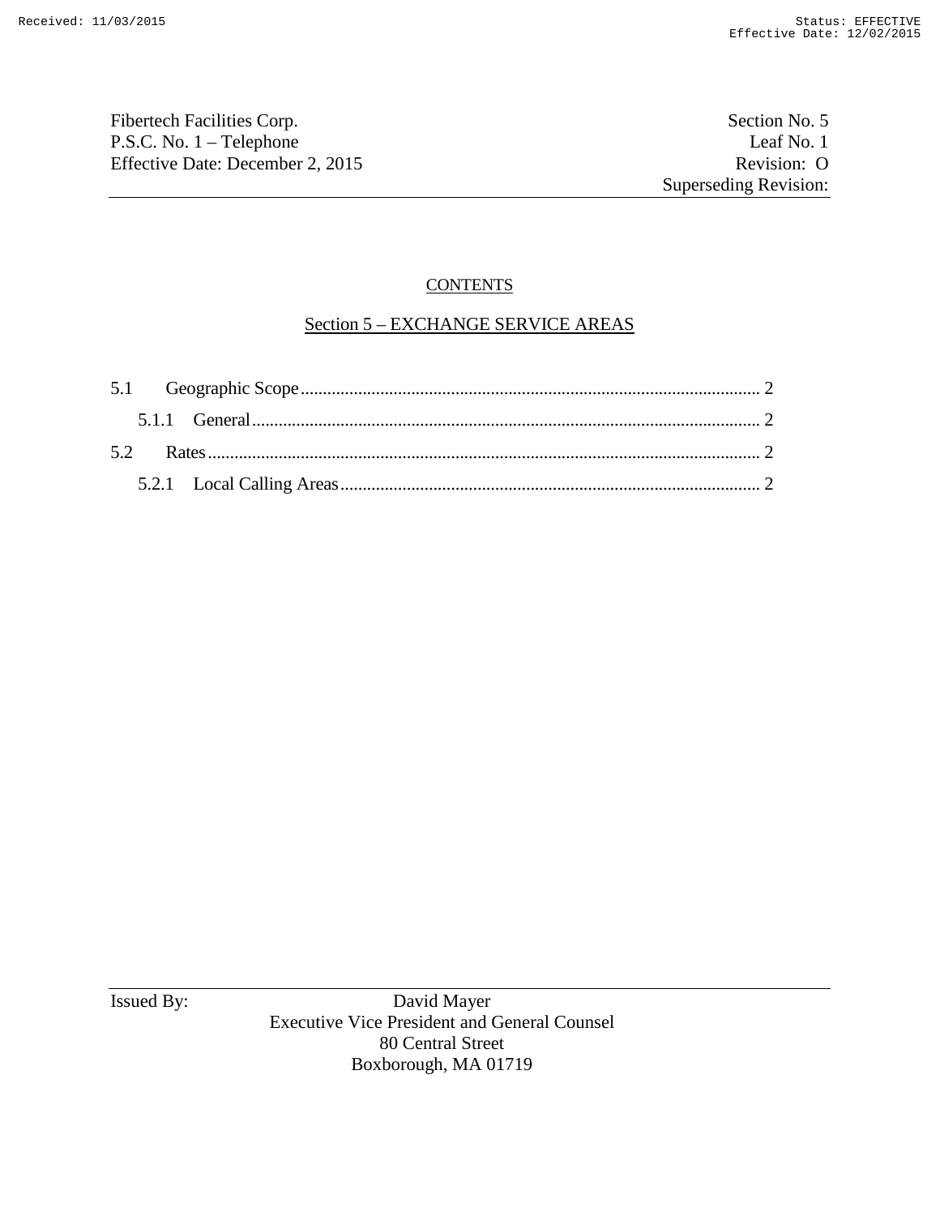Fibertech Facilities Corp. | Section No. 5
P.S.C. No. 1 – Telephone | Leaf No. 1
Effective Date: December 2, 2015 | Revision: O
Superseding Revision:

## CONTENTS

## Section 5 – EXCHANGE SERVICE AREAS

5.1 Geographic Scope ........................................ 2

  5.1.1 General ........................................ 2

5.2 Rates ........................................ 2

  5.2.1 Local Calling Areas ........................................ 2

Issued By: David Mayer
Executive Vice President and General Counsel
80 Central Street
Boxborough, MA 01719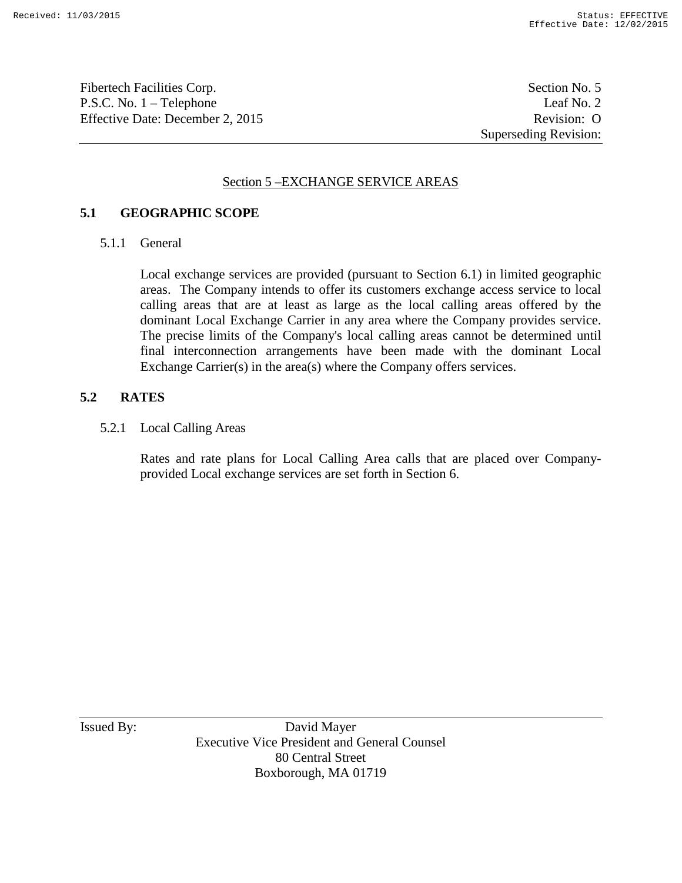Fibertech Facilities Corp.
P.S.C. No. 1 – Telephone
Effective Date: December 2, 2015

Section No. 5
Leaf No. 2
Revision: O
Superseding Revision:

## Section 5 –EXCHANGE SERVICE AREAS

### 5.1 GEOGRAPHIC SCOPE

5.1.1 General

Local exchange services are provided (pursuant to Section 6.1) in limited geographic areas. The Company intends to offer its customers exchange access service to local calling areas that are at least as large as the local calling areas offered by the dominant Local Exchange Carrier in any area where the Company provides service. The precise limits of the Company's local calling areas cannot be determined until final interconnection arrangements have been made with the dominant Local Exchange Carrier(s) in the area(s) where the Company offers services.

### 5.2 RATES

5.2.1 Local Calling Areas

Rates and rate plans for Local Calling Area calls that are placed over Company-provided Local exchange services are set forth in Section 6.

Issued By: David Mayer
Executive Vice President and General Counsel
80 Central Street
Boxborough, MA 01719